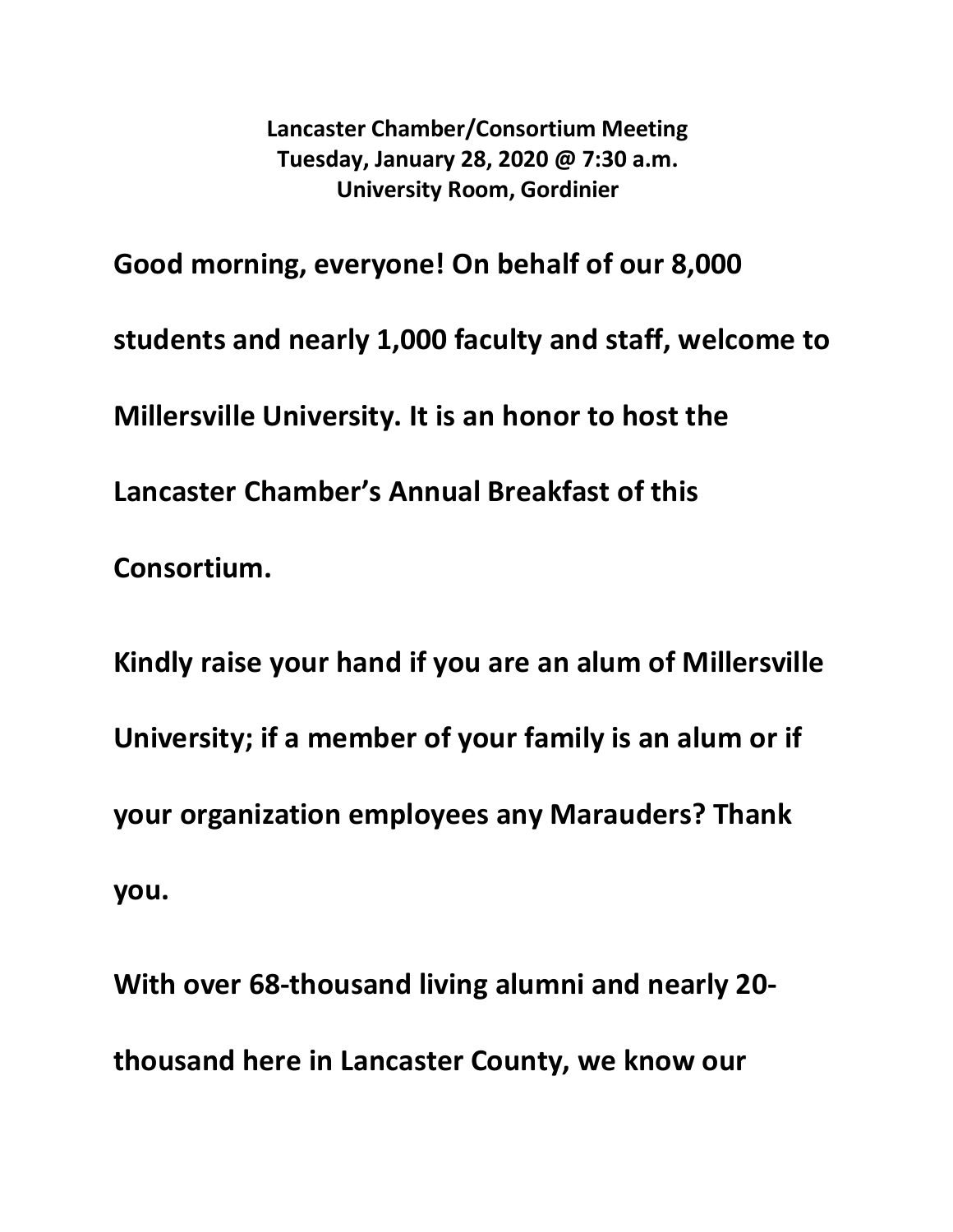**Lancaster Chamber/Consortium Meeting**
**Tuesday, January 28, 2020 @ 7:30 a.m.**
**University Room, Gordinier**

**Good morning, everyone! On behalf of our 8,000 students and nearly 1,000 faculty and staff, welcome to Millersville University. It is an honor to host the Lancaster Chamber's Annual Breakfast of this Consortium.**

**Kindly raise your hand if you are an alum of Millersville University; if a member of your family is an alum or if your organization employees any Marauders? Thank you.**

**With over 68-thousand living alumni and nearly 20-thousand here in Lancaster County, we know our**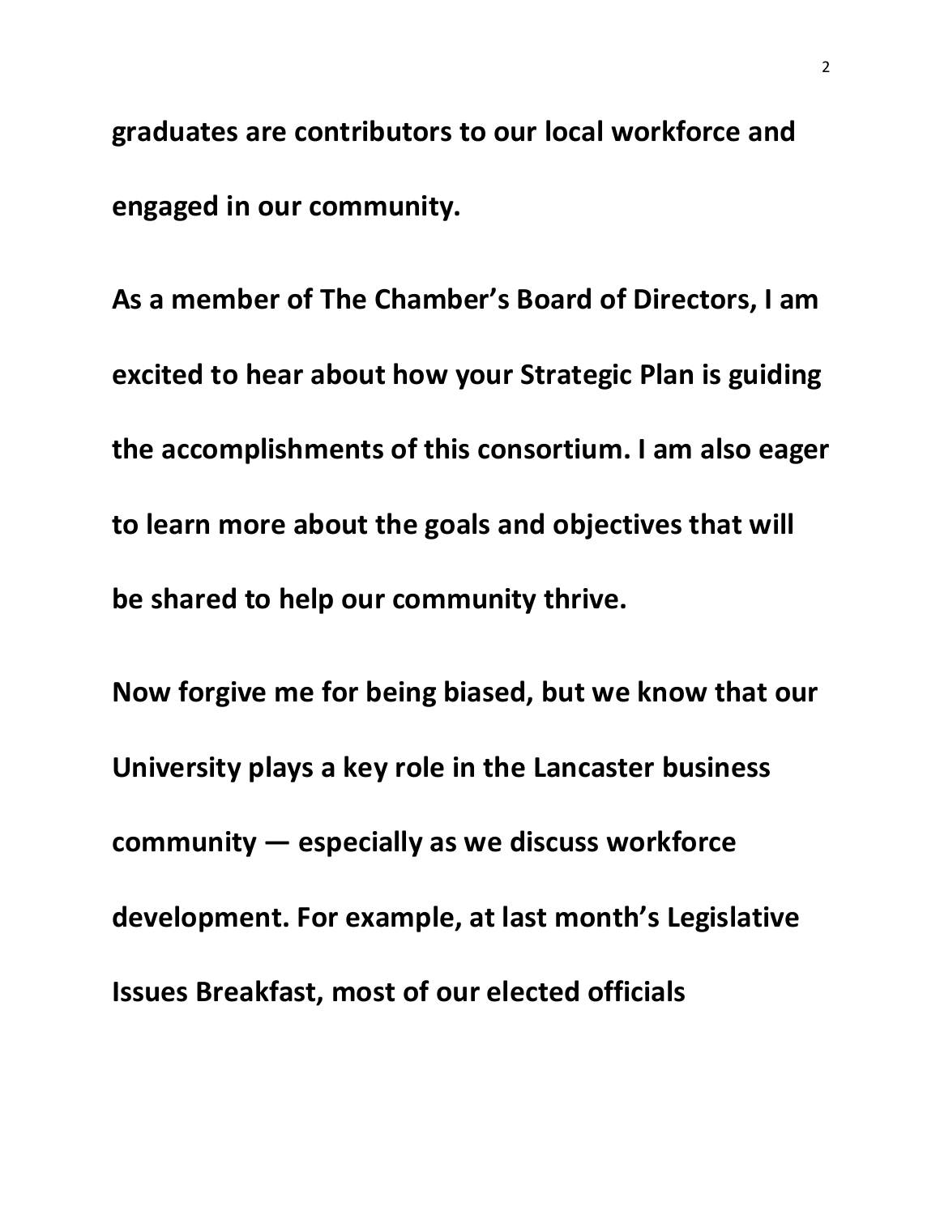**graduates are contributors to our local workforce and engaged in our community.**

**As a member of The Chamber's Board of Directors, I am excited to hear about how your Strategic Plan is guiding the accomplishments of this consortium. I am also eager to learn more about the goals and objectives that will be shared to help our community thrive.**

**Now forgive me for being biased, but we know that our University plays a key role in the Lancaster business community — especially as we discuss workforce development. For example, at last month's Legislative Issues Breakfast, most of our elected officials**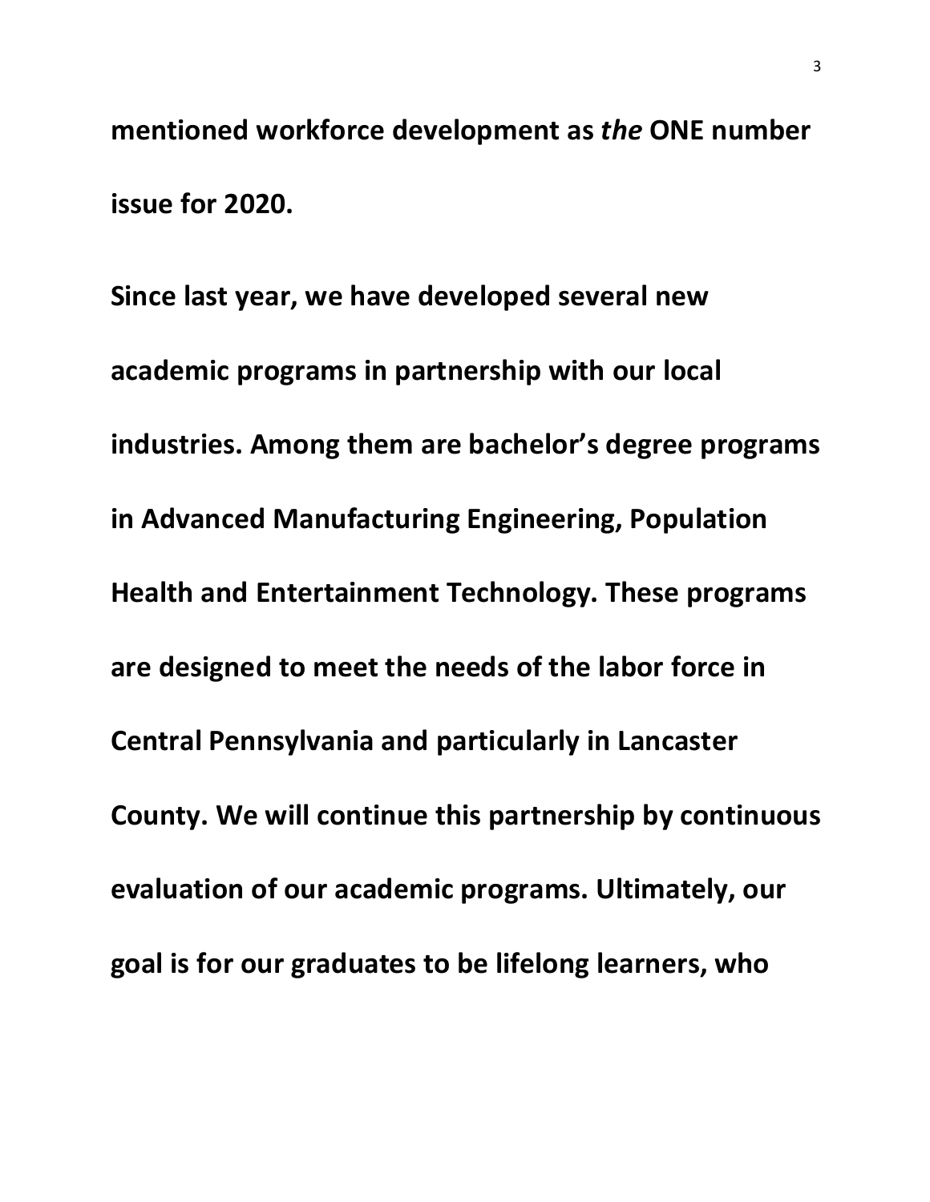**mentioned workforce development as *the* ONE number issue for 2020.**

**Since last year, we have developed several new academic programs in partnership with our local industries. Among them are bachelor's degree programs in Advanced Manufacturing Engineering, Population Health and Entertainment Technology. These programs are designed to meet the needs of the labor force in Central Pennsylvania and particularly in Lancaster County. We will continue this partnership by continuous evaluation of our academic programs. Ultimately, our goal is for our graduates to be lifelong learners, who**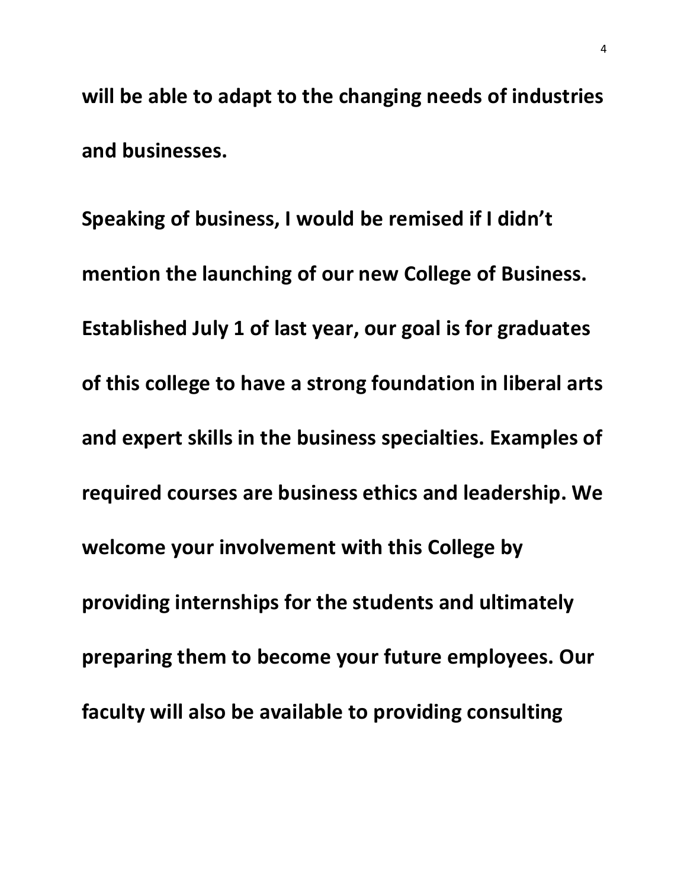**will be able to adapt to the changing needs of industries and businesses.**

**Speaking of business, I would be remised if I didn't mention the launching of our new College of Business. Established July 1 of last year, our goal is for graduates of this college to have a strong foundation in liberal arts and expert skills in the business specialties. Examples of required courses are business ethics and leadership. We welcome your involvement with this College by providing internships for the students and ultimately preparing them to become your future employees. Our faculty will also be available to providing consulting**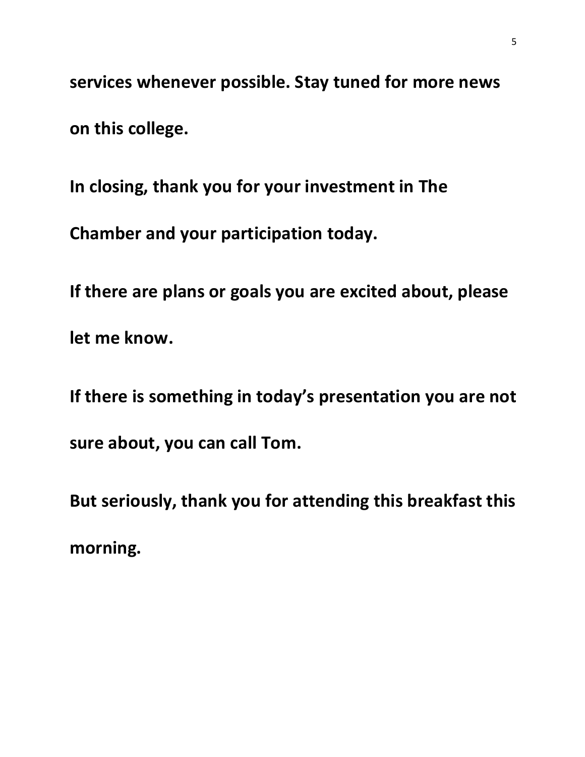**services whenever possible. Stay tuned for more news on this college.**

**In closing, thank you for your investment in The Chamber and your participation today.**

**If there are plans or goals you are excited about, please let me know.**

**If there is something in today's presentation you are not sure about, you can call Tom.**

**But seriously, thank you for attending this breakfast this morning.**